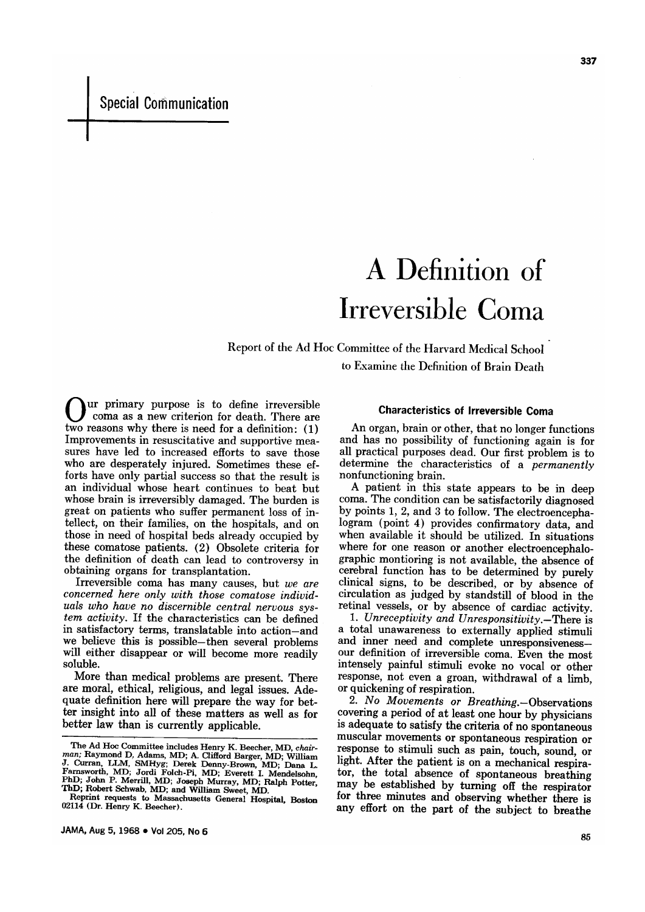Special Communication

# A Definition of Irreversible Coma

Report of the Ad Hoc Committee of the Harvard Medical School to Examine the Definition of Brain Death

Our primary purpose is to define irreversible coma as a new criterion for death. There are two reasons why there is need for a definition: (1) Improvements in resuscitative and supportive measures have led to increased efforts to save those who are desperately injured. Sometimes these efforts have only partial success so that the result is an individual whose heart continues to beat but whose brain is irreversibly damaged. The burden is great on patients who suffer permanent loss of intellect, on their families, on the hospitals, and on those in need of hospital beds already occupied by these comatose patients. (2) Obsolete criteria for the definition of death can lead to controversy in obtaining organs for transplantation.

Irreversible coma has many causes, but *we are concerned here only with those comatose individuals who have no discernible central nervous system activity.* If the characteristics can be defined in satisfactory terms, translatable into action—and we believe this is possible—then several problems will either disappear or will become more readily soluble.

More than medical problems are present. There are moral, ethical, religious, and legal issues. Adequate definition here will prepare the way for better insight into all of these matters as well as for better law than is currently applicable.

The Ad Hoc Committee includes Henry K. Beecher, MD, *chairman;* Raymond D. Adams, MD; A. Clifford Barger, MD; William J. Curran, LLM, SMHyg; Derek Denny-Brown, MD; Dana L. Farnsworth, MD; Jordi Folch-Pi, MD; Everett I. Mendelsohn, PhD; John P. Merrill, MD; Joseph Murray, MD; Ralph Potter, ThD; Robert Schwab, MD; and William Sweet, MD.

Reprint requests to Massachusetts General Hospital, Boston 02114 (Dr. Henry K. Beecher).

## Characteristics of Irreversible Coma

An organ, brain or other, that no longer functions and has no possibility of functioning again is for all practical purposes dead. Our first problem is to determine the characteristics of a *permanently* nonfunctioning brain.

A patient in this state appears to be in deep coma. The condition can be satisfactorily diagnosed by points 1, 2, and 3 to follow. The electroencephalogram (point 4) provides confirmatory data, and when available it should be utilized. In situations where for one reason or another electroencephalographic montioring is not available, the absence of cerebral function has to be determined by purely clinical signs, to be described, or by absence of circulation as judged by standstill of blood in the retinal vessels, or by absence of cardiac activity.

1. *Unreceptivity and Unresponsitivity.*—There is a total unawareness to externally applied stimuli and inner need and complete unresponsiveness—our definition of irreversible coma. Even the most intensely painful stimuli evoke no vocal or other response, not even a groan, withdrawal of a limb, or quickening of respiration.

2. *No Movements or Breathing.*—Observations covering a period of at least one hour by physicians is adequate to satisfy the criteria of no spontaneous muscular movements or spontaneous respiration or response to stimuli such as pain, touch, sound, or light. After the patient is on a mechanical respirator, the total absence of spontaneous breathing may be established by turning off the respirator for three minutes and observing whether there is any effort on the part of the subject to breathe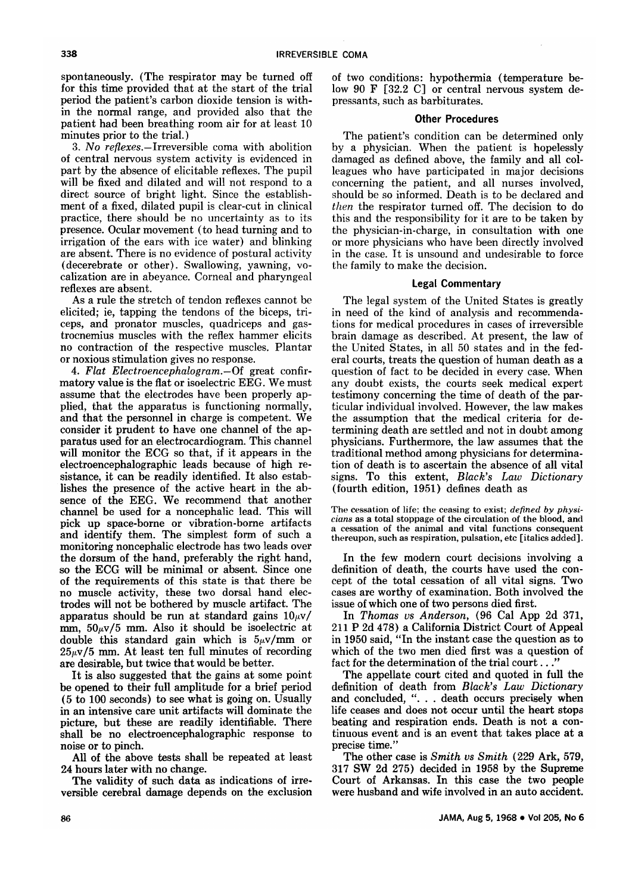spontaneously. (The respirator may be turned off for this time provided that at the start of the trial period the patient's carbon dioxide tension is within the normal range, and provided also that the patient had been breathing room air for at least 10 minutes prior to the trial.)

3. *No reflexes.*—Irreversible coma with abolition of central nervous system activity is evidenced in part by the absence of elicitable reflexes. The pupil will be fixed and dilated and will not respond to a direct source of bright light. Since the establishment of a fixed, dilated pupil is clear-cut in clinical practice, there should be no uncertainty as to its presence. Ocular movement (to head turning and to irrigation of the ears with ice water) and blinking are absent. There is no evidence of postural activity (decerebrate or other). Swallowing, yawning, vocalization are in abeyance. Corneal and pharyngeal reflexes are absent.

As a rule the stretch of tendon reflexes cannot be elicited; ie, tapping the tendons of the biceps, triceps, and pronator muscles, quadriceps and gastrocnemius muscles with the reflex hammer elicits no contraction of the respective muscles. Plantar or noxious stimulation gives no response.

4. *Flat Electroencephalogram.*—Of great confirmatory value is the flat or isoelectric EEG. We must assume that the electrodes have been properly applied, that the apparatus is functioning normally, and that the personnel in charge is competent. We consider it prudent to have one channel of the apparatus used for an electrocardiogram. This channel will monitor the ECG so that, if it appears in the electroencephalographic leads because of high resistance, it can be readily identified. It also establishes the presence of the active heart in the absence of the EEG. We recommend that another channel be used for a noncephalic lead. This will pick up space-borne or vibration-borne artifacts and identify them. The simplest form of such a monitoring noncephalic electrode has two leads over the dorsum of the hand, preferably the right hand, so the ECG will be minimal or absent. Since one of the requirements of this state is that there be no muscle activity, these two dorsal hand electrodes will not be bothered by muscle artifact. The apparatus should be run at standard gains $10\mu v/mm$, $50\mu v/5$ mm. Also it should be isoelectric at double this standard gain which is $5\mu v/mm$ or $25\mu v/5$ mm. At least ten full minutes of recording are desirable, but twice that would be better.

It is also suggested that the gains at some point be opened to their full amplitude for a brief period (5 to 100 seconds) to see what is going on. Usually in an intensive care unit artifacts will dominate the picture, but these are readily identifiable. There shall be no electroencephalographic response to noise or to pinch.

All of the above tests shall be repeated at least 24 hours later with no change.

The validity of such data as indications of irreversible cerebral damage depends on the exclusion of two conditions: hypothermia (temperature below 90 F [32.2 C] or central nervous system depressants, such as barbiturates.

### Other Procedures

The patient's condition can be determined only by a physician. When the patient is hopelessly damaged as defined above, the family and all colleagues who have participated in major decisions concerning the patient, and all nurses involved, should be so informed. Death is to be declared and *then* the respirator turned off. The decision to do this and the responsibility for it are to be taken by the physician-in-charge, in consultation with one or more physicians who have been directly involved in the case. It is unsound and undesirable to force the family to make the decision.

### Legal Commentary

The legal system of the United States is greatly in need of the kind of analysis and recommendations for medical procedures in cases of irreversible brain damage as described. At present, the law of the United States, in all 50 states and in the federal courts, treats the question of human death as a question of fact to be decided in every case. When any doubt exists, the courts seek medical expert testimony concerning the time of death of the particular individual involved. However, the law makes the assumption that the medical criteria for determining death are settled and not in doubt among physicians. Furthermore, the law assumes that the traditional method among physicians for determination of death is to ascertain the absence of all vital signs. To this extent, *Black's Law Dictionary* (fourth edition, 1951) defines death as

> The cessation of life; the ceasing to exist; *defined by physicians* as a total stoppage of the circulation of the blood, and a cessation of the animal and vital functions consequent thereupon, such as respiration, pulsation, etc [italics added].

In the few modern court decisions involving a definition of death, the courts have used the concept of the total cessation of all vital signs. Two cases are worthy of examination. Both involved the issue of which one of two persons died first.

In *Thomas vs Anderson*, (96 Cal App 2d 371, 211 P 2d 478) a California District Court of Appeal in 1950 said, "In the instant case the question as to which of the two men died first was a question of fact for the determination of the trial court..."

The appellate court cited and quoted in full the definition of death from *Black's Law Dictionary* and concluded, ". . . death occurs precisely when life ceases and does not occur until the heart stops beating and respiration ends. Death is not a continuous event and is an event that takes place at a precise time."

The other case is *Smith vs Smith* (229 Ark, 579, 317 SW 2d 275) decided in 1958 by the Supreme Court of Arkansas. In this case the two people were husband and wife involved in an auto accident.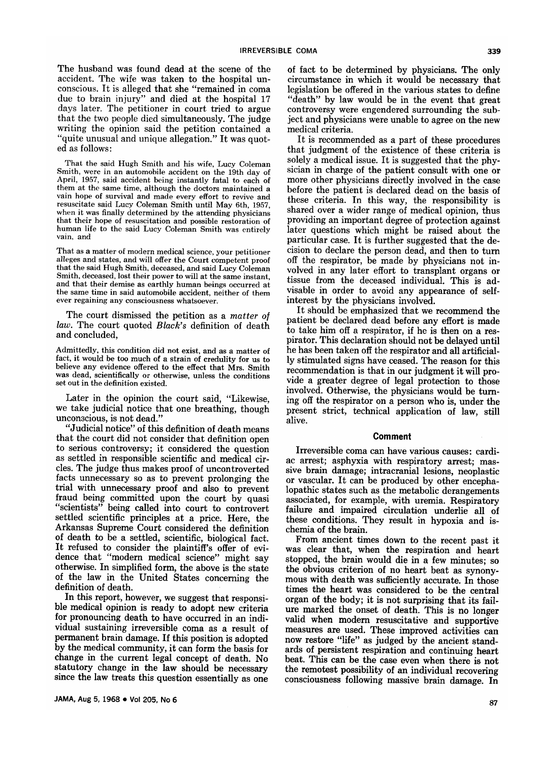The husband was found dead at the scene of the accident. The wife was taken to the hospital unconscious. It is alleged that she "remained in coma due to brain injury" and died at the hospital 17 days later. The petitioner in court tried to argue that the two people died simultaneously. The judge writing the opinion said the petition contained a "quite unusual and unique allegation." It was quoted as follows:

> That the said Hugh Smith and his wife, Lucy Coleman Smith, were in an automobile accident on the 19th day of April, 1957, said accident being instantly fatal to each of them at the same time, although the doctors maintained a vain hope of survival and made every effort to revive and resuscitate said Lucy Coleman Smith until May 6th, 1957, when it was finally determined by the attending physicians that their hope of resuscitation and possible restoration of human life to the said Lucy Coleman Smith was entirely vain, and
>
> That as a matter of modern medical science, your petitioner alleges and states, and will offer the Court competent proof that the said Hugh Smith, deceased, and said Lucy Coleman Smith, deceased, lost their power to will at the same instant, and that their demise as earthly human beings occurred at the same time in said automobile accident, neither of them ever regaining any consciousness whatsoever.

The court dismissed the petition as a *matter of law*. The court quoted *Black's* definition of death and concluded,

> Admittedly, this condition did not exist, and as a matter of fact, it would be too much of a strain of credulity for us to believe any evidence offered to the effect that Mrs. Smith was dead, scientifically or otherwise, unless the conditions set out in the definition existed.

Later in the opinion the court said, "Likewise, we take judicial notice that one breathing, though unconscious, is not dead."

"Judicial notice" of this definition of death means that the court did not consider that definition open to serious controversy; it considered the question as settled in responsible scientific and medical circles. The judge thus makes proof of uncontroverted facts unnecessary so as to prevent prolonging the trial with unnecessary proof and also to prevent fraud being committed upon the court by quasi "scientists" being called into court to controvert settled scientific principles at a price. Here, the Arkansas Supreme Court considered the definition of death to be a settled, scientific, biological fact. It refused to consider the plaintiff's offer of evidence that "modern medical science" might say otherwise. In simplified form, the above is the state of the law in the United States concerning the definition of death.

In this report, however, we suggest that responsible medical opinion is ready to adopt new criteria for pronouncing death to have occurred in an individual sustaining irreversible coma as a result of permanent brain damage. If this position is adopted by the medical community, it can form the basis for change in the current legal concept of death. No statutory change in the law should be necessary since the law treats this question essentially as one of fact to be determined by physicians. The only circumstance in which it would be necessary that legislation be offered in the various states to define "death" by law would be in the event that great controversy were engendered surrounding the subject and physicians were unable to agree on the new medical criteria.

It is recommended as a part of these procedures that judgment of the existence of these criteria is solely a medical issue. It is suggested that the physician in charge of the patient consult with one or more other physicians directly involved in the case before the patient is declared dead on the basis of these criteria. In this way, the responsibility is shared over a wider range of medical opinion, thus providing an important degree of protection against later questions which might be raised about the particular case. It is further suggested that the decision to declare the person dead, and then to turn off the respirator, be made by physicians not involved in any later effort to transplant organs or tissue from the deceased individual. This is advisable in order to avoid any appearance of self-interest by the physicians involved.

It should be emphasized that we recommend the patient be declared dead before any effort is made to take him off a respirator, if he is then on a respirator. This declaration should not be delayed until he has been taken off the respirator and all artificially stimulated signs have ceased. The reason for this recommendation is that in our judgment it will provide a greater degree of legal protection to those involved. Otherwise, the physicians would be turning off the respirator on a person who is, under the present strict, technical application of law, still alive.

## Comment

Irreversible coma can have various causes: cardiac arrest; asphyxia with respiratory arrest; massive brain damage; intracranial lesions, neoplastic or vascular. It can be produced by other encephalopathic states such as the metabolic derangements associated, for example, with uremia. Respiratory failure and impaired circulation underlie all of these conditions. They result in hypoxia and ischemia of the brain.

From ancient times down to the recent past it was clear that, when the respiration and heart stopped, the brain would die in a few minutes; so the obvious criterion of no heart beat as synonymous with death was sufficiently accurate. In those times the heart was considered to be the central organ of the body; it is not surprising that its failure marked the onset of death. This is no longer valid when modern resuscitative and supportive measures are used. These improved activities can now restore "life" as judged by the ancient standards of persistent respiration and continuing heart beat. This can be the case even when there is not the remotest possibility of an individual recovering consciousness following massive brain damage. In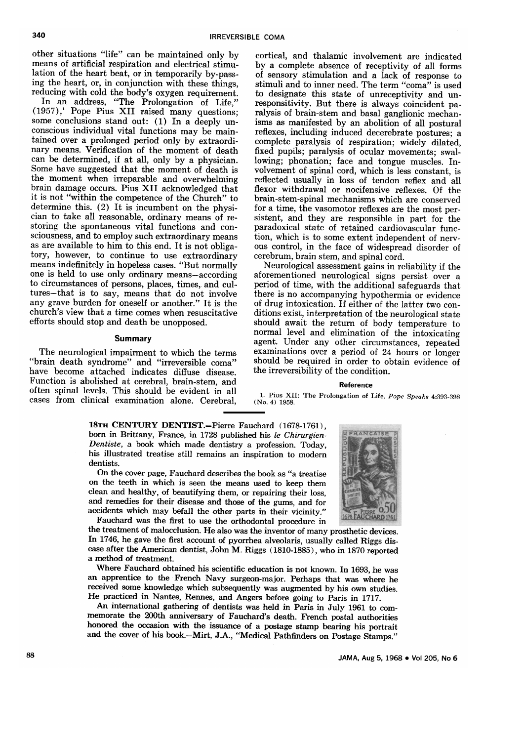other situations "life" can be maintained only by means of artificial respiration and electrical stimulation of the heart beat, or in temporarily by-passing the heart, or, in conjunction with these things, reducing with cold the body's oxygen requirement.

In an address, "The Prolongation of Life," (1957),[1] Pope Pius XII raised many questions; some conclusions stand out: (1) In a deeply unconscious individual vital functions may be maintained over a prolonged period only by extraordinary means. Verification of the moment of death can be determined, if at all, only by a physician. Some have suggested that the moment of death is the moment when irreparable and overwhelming brain damage occurs. Pius XII acknowledged that it is not "within the competence of the Church" to determine this. (2) It is incumbent on the physician to take all reasonable, ordinary means of restoring the spontaneous vital functions and consciousness, and to employ such extraordinary means as are available to him to this end. It is not obligatory, however, to continue to use extraordinary means indefinitely in hopeless cases. "But normally one is held to use only ordinary means—according to circumstances of persons, places, times, and cultures—that is to say, means that do not involve any grave burden for oneself or another." It is the church's view that a time comes when resuscitative efforts should stop and death be unopposed.

### Summary

The neurological impairment to which the terms "brain death syndrome" and "irreversible coma" have become attached indicates diffuse disease. Function is abolished at cerebral, brain-stem, and often spinal levels. This should be evident in all cases from clinical examination alone. Cerebral, cortical, and thalamic involvement are indicated by a complete absence of receptivity of all forms of sensory stimulation and a lack of response to stimuli and to inner need. The term "coma" is used to designate this state of unreceptivity and unresponsitivity. But there is always coincident paralysis of brain-stem and basal ganglionic mechanisms as manifested by an abolition of all postural reflexes, including induced decerebrate postures; a complete paralysis of respiration; widely dilated, fixed pupils; paralysis of ocular movements; swallowing; phonation; face and tongue muscles. Involvement of spinal cord, which is less constant, is reflected usually in loss of tendon reflex and all flexor withdrawal or nocifensive reflexes. Of the brain-stem-spinal mechanisms which are conserved for a time, the vasomotor reflexes are the most persistent, and they are responsible in part for the paradoxical state of retained cardiovascular function, which is to some extent independent of nervous control, in the face of widespread disorder of cerebrum, brain stem, and spinal cord.

Neurological assessment gains in reliability if the aforementioned neurological signs persist over a period of time, with the additional safeguards that there is no accompanying hypothermia or evidence of drug intoxication. If either of the latter two conditions exist, interpretation of the neurological state should await the return of body temperature to normal level and elimination of the intoxicating agent. Under any other circumstances, repeated examinations over a period of 24 hours or longer should be required in order to obtain evidence of the irreversibility of the condition.

### Reference

1. Pius XII: The Prolongation of Life, *Pope Speaks* 4:393-398 (No. 4) 1958.

---

**18TH CENTURY DENTIST.**—Pierre Fauchard (1678-1761), born in Brittany, France, in 1728 published his *le Chirurgien-Dentiste*, a book which made dentistry a profession. Today, his illustrated treatise still remains an inspiration to modern dentists.

On the cover page, Fauchard describes the book as "a treatise on the teeth in which is seen the means used to keep them clean and healthy, of beautifying them, or repairing their loss, and remedies for their disease and those of the gums, and for accidents which may befall the other parts in their vicinity."

Fauchard was the first to use the orthodontal procedure in the treatment of malocclusion. He also was the inventor of many prosthetic devices. In 1746, he gave the first account of pyorrhea alveolaris, usually called Riggs disease after the American dentist, John M. Riggs (1810-1885), who in 1870 reported a method of treatment.

Where Fauchard obtained his scientific education is not known. In 1693, he was an apprentice to the French Navy surgeon-major. Perhaps that was where he received some knowledge which subsequently was augmented by his own studies. He practiced in Nantes, Rennes, and Angers before going to Paris in 1717.

An international gathering of dentists was held in Paris in July 1961 to commemorate the 200th anniversary of Fauchard's death. French postal authorities honored the occasion with the issuance of a postage stamp bearing his portrait and the cover of his book.—Mirt, J.A., "Medical Pathfinders on Postage Stamps."